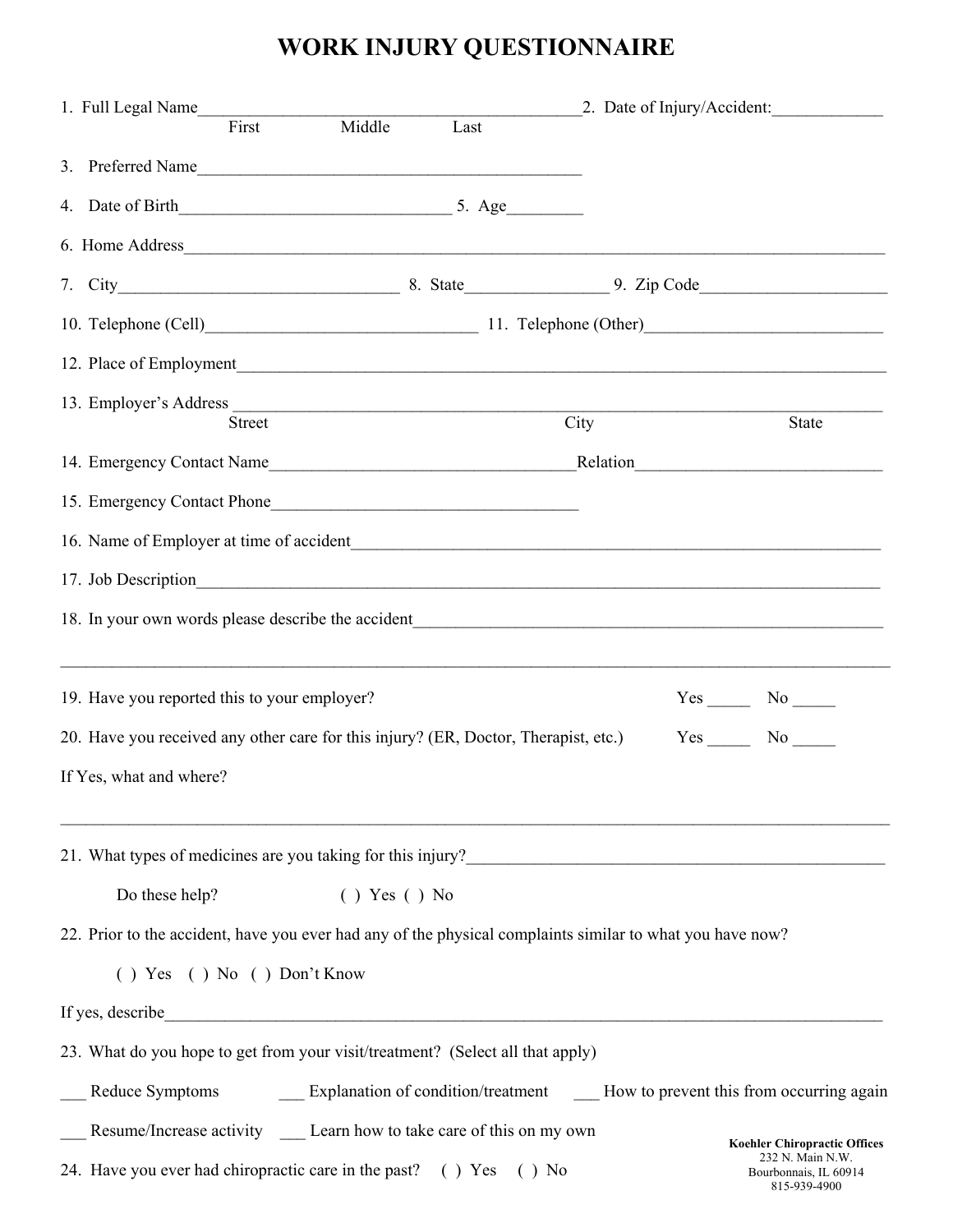# WORK INJURY QUESTIONNAIRE

1. Full Legal Name_____________________________________________ 2. Date of Injury/Accident:_____________
   First Middle Last

3. Preferred Name_____________________________________________

4. Date of Birth_______________________________ 5. Age_________

6. Home Address_____________________________________________________________________________________

7. City________________________________ 8. State________________ 9. Zip Code_____________________

10. Telephone (Cell)_______________________________ 11. Telephone (Other)___________________________

12. Place of Employment_____________________________________________________________________________

13. Employer's Address ___________________________________________________________________________
    Street City State

14. Emergency Contact Name___________________________________Relation____________________________

15. Emergency Contact Phone___________________________________

16. Name of Employer at time of accident_______________________________________________________________

17. Job Description_________________________________________________________________________________

18. In your own words please describe the accident_____________________________________________________

_______________________________________________________________________________________________

19. Have you reported this to your employer? Yes _____ No _____

20. Have you received any other care for this injury? (ER, Doctor, Therapist, etc.) Yes _____ No _____

If Yes, what and where?

_______________________________________________________________________________________________

21. What types of medicines are you taking for this injury?_______________________________________________

    Do these help? ( ) Yes ( ) No

22. Prior to the accident, have you ever had any of the physical complaints similar to what you have now?

    ( ) Yes ( ) No ( ) Don't Know

If yes, describe_________________________________________________________________________________

23. What do you hope to get from your visit/treatment? (Select all that apply)

___ Reduce Symptoms ___ Explanation of condition/treatment ___ How to prevent this from occurring again

___ Resume/Increase activity ___ Learn how to take care of this on my own

24. Have you ever had chiropractic care in the past? ( ) Yes ( ) No

**Koehler Chiropractic Offices**
232 N. Main N.W.
Bourbonnais, IL 60914
815-939-4900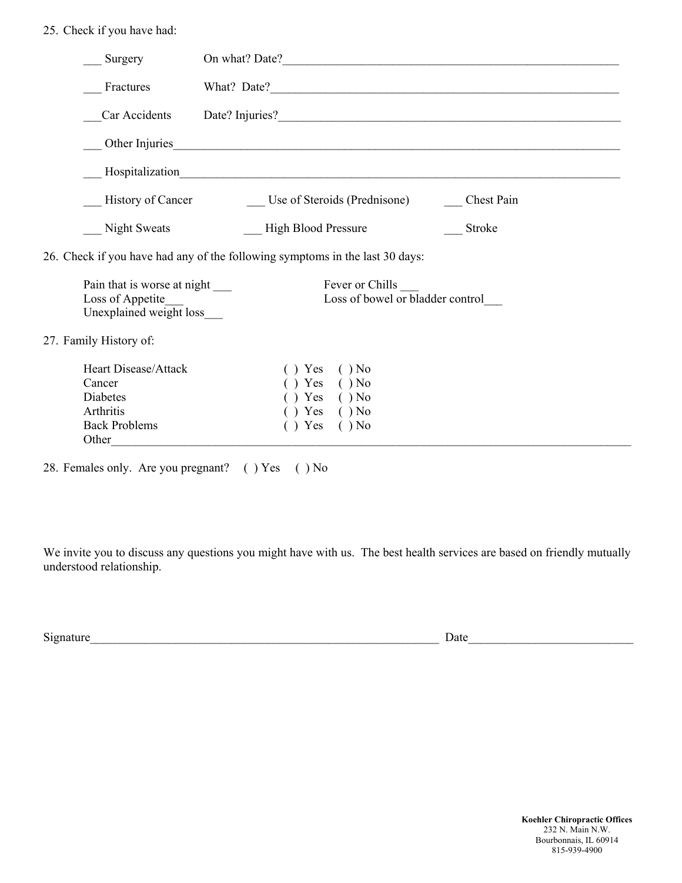25. Check if you have had:

   ___ Surgery        On what? Date?______________________________________________

   ___ Fractures        What? Date?______________________________________________

   ___Car Accidents        Date? Injuries?______________________________________________

   ___ Other Injuries______________________________________________________________

   ___ Hospitalization______________________________________________________________

   ___ History of Cancer        ___ Use of Steroids (Prednisone)        ___ Chest Pain

   ___ Night Sweats        ___ High Blood Pressure        ___ Stroke

26. Check if you have had any of the following symptoms in the last 30 days:

   Pain that is worse at night ___        Fever or Chills ___
   Loss of Appetite___        Loss of bowel or bladder control___
   Unexplained weight loss___

27. Family History of:

| | | |
|---|---|---|
| Heart Disease/Attack | ( ) Yes | ( ) No |
| Cancer | ( ) Yes | ( ) No |
| Diabetes | ( ) Yes | ( ) No |
| Arthritis | ( ) Yes | ( ) No |
| Back Problems | ( ) Yes | ( ) No |

   Other______________________________________________________________________

28. Females only. Are you pregnant? ( ) Yes ( ) No

We invite you to discuss any questions you might have with us. The best health services are based on friendly mutually understood relationship.

Signature_______________________________________________ Date_____________________

**Koehler Chiropractic Offices**
232 N. Main N.W.
Bourbonnais, IL 60914
815-939-4900